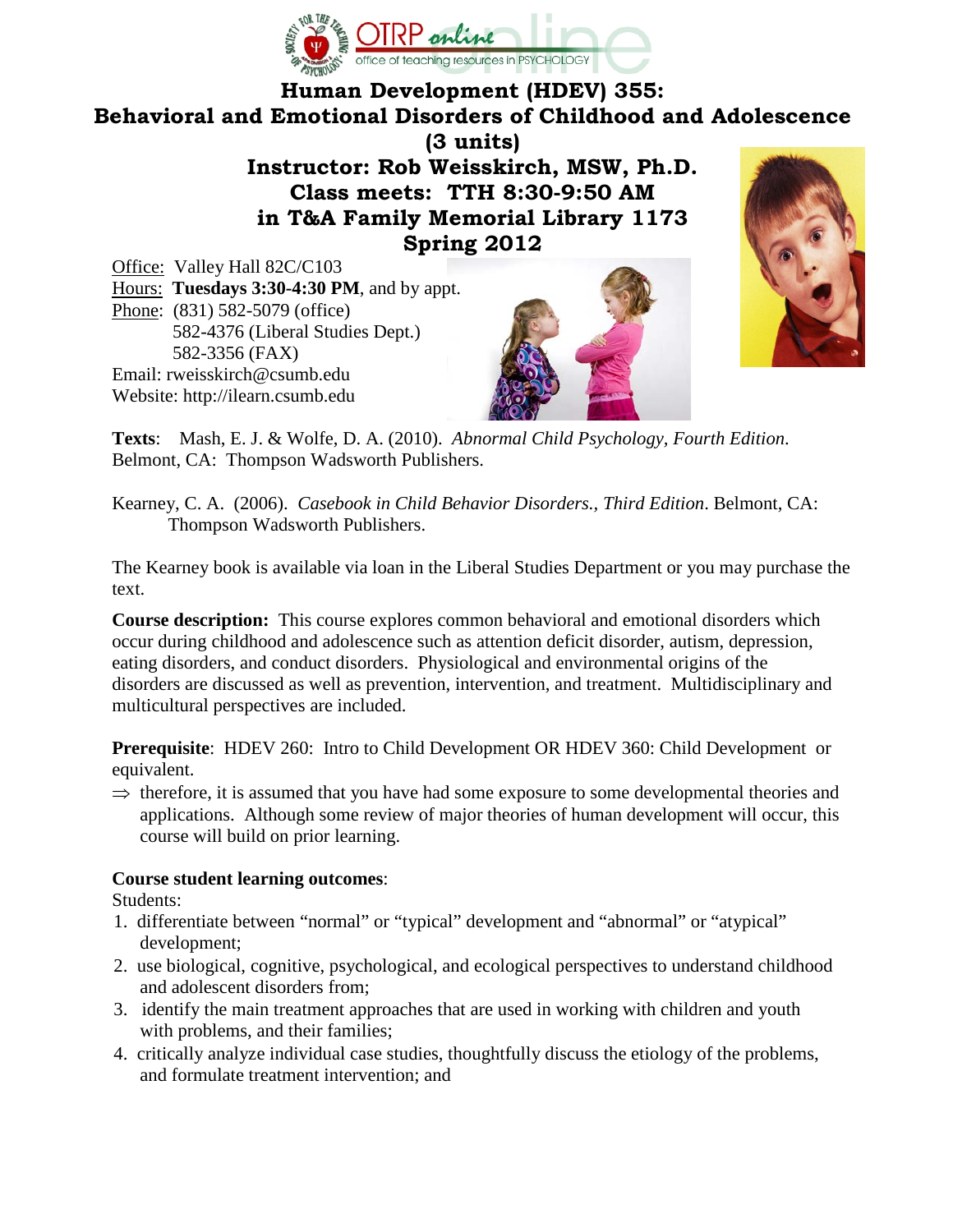# Human Development (HDEV) 355: Behavioral and Emotional Disorders of Childhood and Adolescence (3 units)

## Instructor: Rob Weisskirch, MSW, Ph.D.
## Class meets: TTH 8:30-9:50 AM in T&A Family Memorial Library 1173
## Spring 2012

Office: Valley Hall 82C/C103
Hours: **Tuesdays 3:30-4:30 PM**, and by appt.
Phone: (831) 582-5079 (office)
582-4376 (Liberal Studies Dept.)
582-3356 (FAX)
Email: rweisskirch@csumb.edu
Website: http://ilearn.csumb.edu

**Texts**: Mash, E. J. & Wolfe, D. A. (2010). *Abnormal Child Psychology, Fourth Edition*. Belmont, CA: Thompson Wadsworth Publishers.

Kearney, C. A. (2006). *Casebook in Child Behavior Disorders., Third Edition*. Belmont, CA: Thompson Wadsworth Publishers.

The Kearney book is available via loan in the Liberal Studies Department or you may purchase the text.

**Course description:** This course explores common behavioral and emotional disorders which occur during childhood and adolescence such as attention deficit disorder, autism, depression, eating disorders, and conduct disorders. Physiological and environmental origins of the disorders are discussed as well as prevention, intervention, and treatment. Multidisciplinary and multicultural perspectives are included.

**Prerequisite**: HDEV 260: Intro to Child Development OR HDEV 360: Child Development or equivalent.

⇒ therefore, it is assumed that you have had some exposure to some developmental theories and applications. Although some review of major theories of human development will occur, this course will build on prior learning.

**Course student learning outcomes**:

Students:

1. differentiate between "normal" or "typical" development and "abnormal" or "atypical" development;
2. use biological, cognitive, psychological, and ecological perspectives to understand childhood and adolescent disorders from;
3. identify the main treatment approaches that are used in working with children and youth with problems, and their families;
4. critically analyze individual case studies, thoughtfully discuss the etiology of the problems, and formulate treatment intervention; and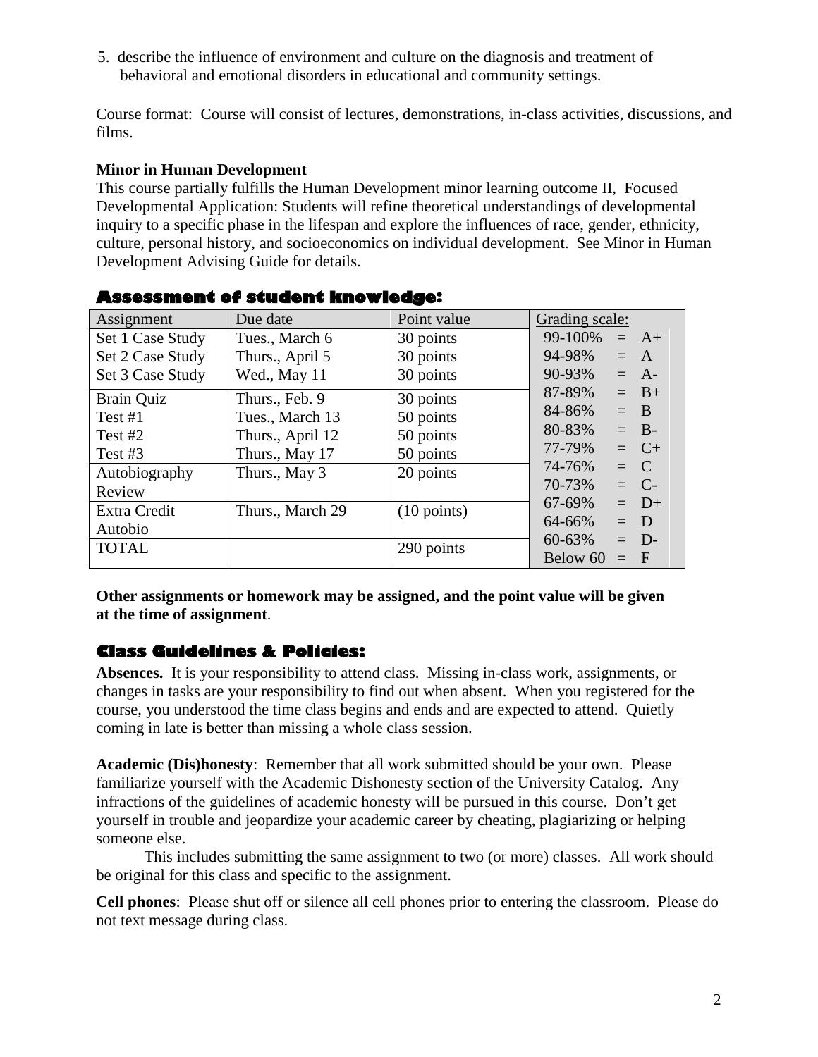5. describe the influence of environment and culture on the diagnosis and treatment of behavioral and emotional disorders in educational and community settings.

Course format: Course will consist of lectures, demonstrations, in-class activities, discussions, and films.

**Minor in Human Development**

This course partially fulfills the Human Development minor learning outcome II, Focused Developmental Application: Students will refine theoretical understandings of developmental inquiry to a specific phase in the lifespan and explore the influences of race, gender, ethnicity, culture, personal history, and socioeconomics on individual development. See Minor in Human Development Advising Guide for details.

## Assessment of student knowledge:

| Assignment | Due date | Point value | Grading scale: |
|---|---|---|---|
| Set 1 Case Study | Tues., March 6 | 30 points | 99-100% = A+ |
| Set 2 Case Study | Thurs., April 5 | 30 points | 94-98% = A |
| Set 3 Case Study | Wed., May 11 | 30 points | 90-93% = A- |
| Brain Quiz | Thurs., Feb. 9 | 30 points | 87-89% = B+ |
| Test #1 | Tues., March 13 | 50 points | 84-86% = B |
| Test #2 | Thurs., April 12 | 50 points | 80-83% = B- |
| Test #3 | Thurs., May 17 | 50 points | 77-79% = C+ |
| Autobiography Review | Thurs., May 3 | 20 points | 74-76% = C<br>70-73% = C- |
| Extra Credit Autobio | Thurs., March 29 | (10 points) | 67-69% = D+<br>64-66% = D |
| TOTAL | | 290 points | 60-63% = D-<br>Below 60 = F |

**Other assignments or homework may be assigned, and the point value will be given at the time of assignment**.

## Class Guidelines & Policies:

**Absences.** It is your responsibility to attend class. Missing in-class work, assignments, or changes in tasks are your responsibility to find out when absent. When you registered for the course, you understood the time class begins and ends and are expected to attend. Quietly coming in late is better than missing a whole class session.

**Academic (Dis)honesty**: Remember that all work submitted should be your own. Please familiarize yourself with the Academic Dishonesty section of the University Catalog. Any infractions of the guidelines of academic honesty will be pursued in this course. Don't get yourself in trouble and jeopardize your academic career by cheating, plagiarizing or helping someone else.

This includes submitting the same assignment to two (or more) classes. All work should be original for this class and specific to the assignment.

**Cell phones**: Please shut off or silence all cell phones prior to entering the classroom. Please do not text message during class.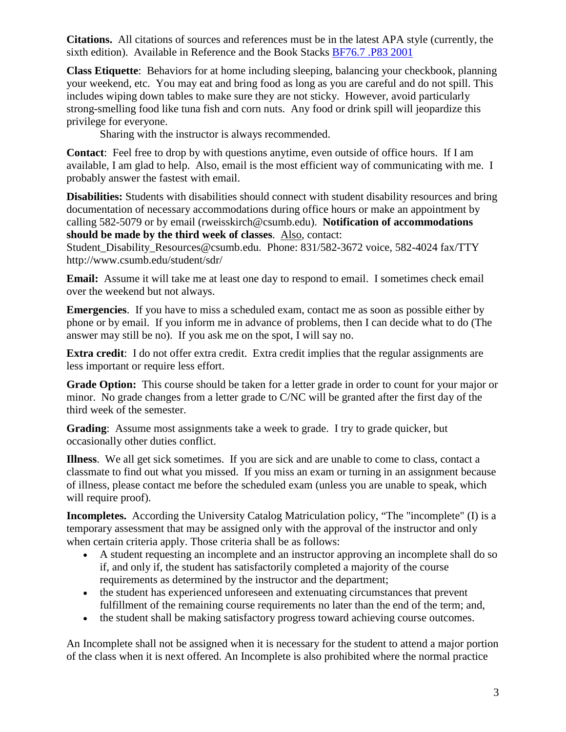**Citations.** All citations of sources and references must be in the latest APA style (currently, the sixth edition). Available in Reference and the Book Stacks [BF76.7 .P83 2001]

**Class Etiquette**: Behaviors for at home including sleeping, balancing your checkbook, planning your weekend, etc. You may eat and bring food as long as you are careful and do not spill. This includes wiping down tables to make sure they are not sticky. However, avoid particularly strong-smelling food like tuna fish and corn nuts. Any food or drink spill will jeopardize this privilege for everyone.

Sharing with the instructor is always recommended.

**Contact**: Feel free to drop by with questions anytime, even outside of office hours. If I am available, I am glad to help. Also, email is the most efficient way of communicating with me. I probably answer the fastest with email.

**Disabilities:** Students with disabilities should connect with student disability resources and bring documentation of necessary accommodations during office hours or make an appointment by calling 582-5079 or by email (rweisskirch@csumb.edu). **Notification of accommodations should be made by the third week of classes**. Also, contact: Student_Disability_Resources@csumb.edu. Phone: 831/582-3672 voice, 582-4024 fax/TTY http://www.csumb.edu/student/sdr/

**Email:** Assume it will take me at least one day to respond to email. I sometimes check email over the weekend but not always.

**Emergencies**. If you have to miss a scheduled exam, contact me as soon as possible either by phone or by email. If you inform me in advance of problems, then I can decide what to do (The answer may still be no). If you ask me on the spot, I will say no.

**Extra credit**: I do not offer extra credit. Extra credit implies that the regular assignments are less important or require less effort.

**Grade Option:** This course should be taken for a letter grade in order to count for your major or minor. No grade changes from a letter grade to C/NC will be granted after the first day of the third week of the semester.

**Grading**: Assume most assignments take a week to grade. I try to grade quicker, but occasionally other duties conflict.

**Illness**. We all get sick sometimes. If you are sick and are unable to come to class, contact a classmate to find out what you missed. If you miss an exam or turning in an assignment because of illness, please contact me before the scheduled exam (unless you are unable to speak, which will require proof).

**Incompletes.** According the University Catalog Matriculation policy, "The "incomplete" (I) is a temporary assessment that may be assigned only with the approval of the instructor and only when certain criteria apply. Those criteria shall be as follows:

- A student requesting an incomplete and an instructor approving an incomplete shall do so if, and only if, the student has satisfactorily completed a majority of the course requirements as determined by the instructor and the department;
- the student has experienced unforeseen and extenuating circumstances that prevent fulfillment of the remaining course requirements no later than the end of the term; and,
- the student shall be making satisfactory progress toward achieving course outcomes.

An Incomplete shall not be assigned when it is necessary for the student to attend a major portion of the class when it is next offered. An Incomplete is also prohibited where the normal practice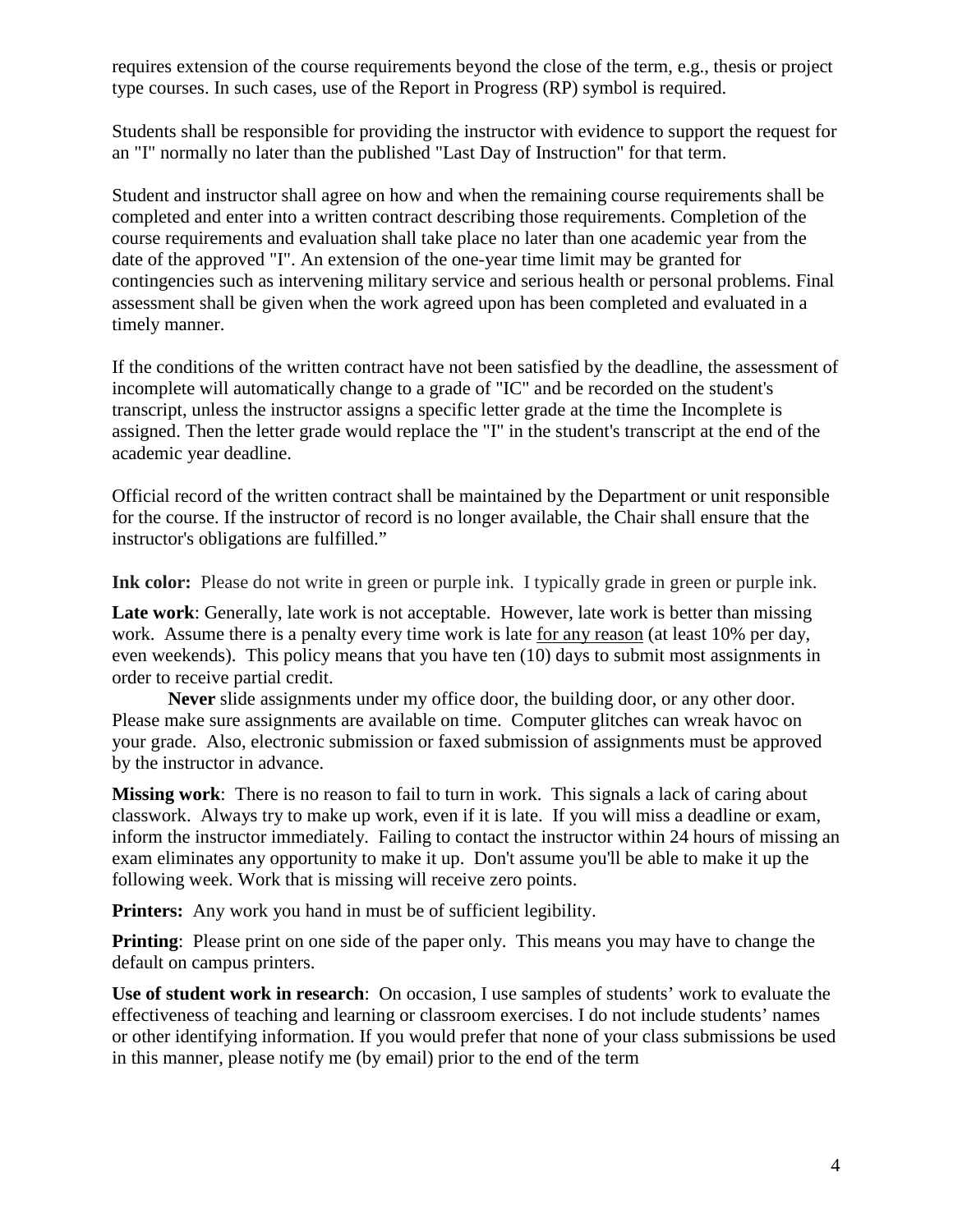requires extension of the course requirements beyond the close of the term, e.g., thesis or project type courses. In such cases, use of the Report in Progress (RP) symbol is required.

Students shall be responsible for providing the instructor with evidence to support the request for an "I" normally no later than the published "Last Day of Instruction" for that term.

Student and instructor shall agree on how and when the remaining course requirements shall be completed and enter into a written contract describing those requirements. Completion of the course requirements and evaluation shall take place no later than one academic year from the date of the approved "I". An extension of the one-year time limit may be granted for contingencies such as intervening military service and serious health or personal problems. Final assessment shall be given when the work agreed upon has been completed and evaluated in a timely manner.

If the conditions of the written contract have not been satisfied by the deadline, the assessment of incomplete will automatically change to a grade of "IC" and be recorded on the student's transcript, unless the instructor assigns a specific letter grade at the time the Incomplete is assigned. Then the letter grade would replace the "I" in the student's transcript at the end of the academic year deadline.

Official record of the written contract shall be maintained by the Department or unit responsible for the course. If the instructor of record is no longer available, the Chair shall ensure that the instructor's obligations are fulfilled."

**Ink color:** Please do not write in green or purple ink. I typically grade in green or purple ink.

**Late work**: Generally, late work is not acceptable. However, late work is better than missing work. Assume there is a penalty every time work is late <u>for any reason</u> (at least 10% per day, even weekends). This policy means that you have ten (10) days to submit most assignments in order to receive partial credit.

**Never** slide assignments under my office door, the building door, or any other door. Please make sure assignments are available on time. Computer glitches can wreak havoc on your grade. Also, electronic submission or faxed submission of assignments must be approved by the instructor in advance.

**Missing work**: There is no reason to fail to turn in work. This signals a lack of caring about classwork. Always try to make up work, even if it is late. If you will miss a deadline or exam, inform the instructor immediately. Failing to contact the instructor within 24 hours of missing an exam eliminates any opportunity to make it up. Don't assume you'll be able to make it up the following week. Work that is missing will receive zero points.

**Printers:** Any work you hand in must be of sufficient legibility.

**Printing**: Please print on one side of the paper only. This means you may have to change the default on campus printers.

**Use of student work in research**: On occasion, I use samples of students' work to evaluate the effectiveness of teaching and learning or classroom exercises. I do not include students' names or other identifying information. If you would prefer that none of your class submissions be used in this manner, please notify me (by email) prior to the end of the term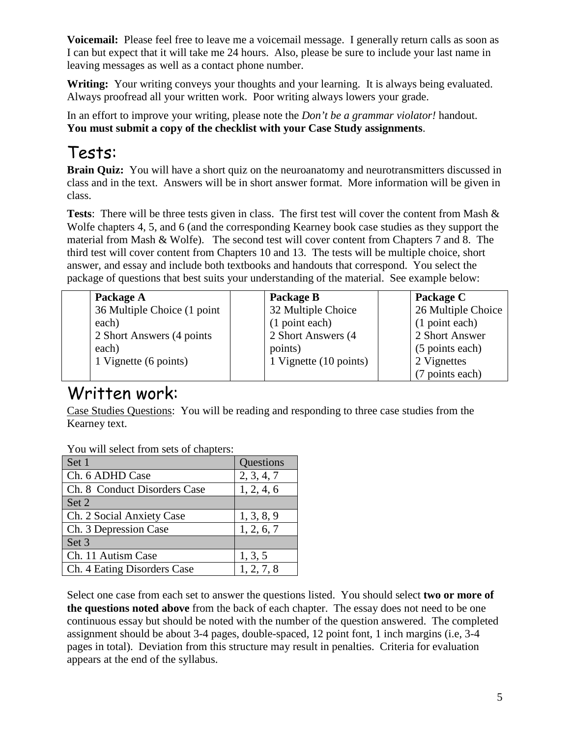**Voicemail:** Please feel free to leave me a voicemail message. I generally return calls as soon as I can but expect that it will take me 24 hours. Also, please be sure to include your last name in leaving messages as well as a contact phone number.

**Writing:** Your writing conveys your thoughts and your learning. It is always being evaluated. Always proofread all your written work. Poor writing always lowers your grade.

In an effort to improve your writing, please note the *Don't be a grammar violator!* handout. **You must submit a copy of the checklist with your Case Study assignments**.

# Tests:

**Brain Quiz:** You will have a short quiz on the neuroanatomy and neurotransmitters discussed in class and in the text. Answers will be in short answer format. More information will be given in class.

**Tests**: There will be three tests given in class. The first test will cover the content from Mash & Wolfe chapters 4, 5, and 6 (and the corresponding Kearney book case studies as they support the material from Mash & Wolfe). The second test will cover content from Chapters 7 and 8. The third test will cover content from Chapters 10 and 13. The tests will be multiple choice, short answer, and essay and include both textbooks and handouts that correspond. You select the package of questions that best suits your understanding of the material. See example below:

| Package A | Package B | Package C |
|---|---|---|
| 36 Multiple Choice (1 point each)<br>2 Short Answers (4 points each)<br>1 Vignette (6 points) | 32 Multiple Choice (1 point each)<br>2 Short Answers (4 points)<br>1 Vignette (10 points) | 26 Multiple Choice (1 point each)<br>2 Short Answer (5 points each)<br>2 Vignettes (7 points each) |

# Written work:

Case Studies Questions: You will be reading and responding to three case studies from the Kearney text.

You will select from sets of chapters:

| Set 1 | Questions |
|---|---|
| Ch. 6 ADHD Case | 2, 3, 4, 7 |
| Ch. 8 Conduct Disorders Case | 1, 2, 4, 6 |
| **Set 2** | |
| Ch. 2 Social Anxiety Case | 1, 3, 8, 9 |
| Ch. 3 Depression Case | 1, 2, 6, 7 |
| **Set 3** | |
| Ch. 11 Autism Case | 1, 3, 5 |
| Ch. 4 Eating Disorders Case | 1, 2, 7, 8 |

Select one case from each set to answer the questions listed. You should select **two or more of the questions noted above** from the back of each chapter. The essay does not need to be one continuous essay but should be noted with the number of the question answered. The completed assignment should be about 3-4 pages, double-spaced, 12 point font, 1 inch margins (i.e, 3-4 pages in total). Deviation from this structure may result in penalties. Criteria for evaluation appears at the end of the syllabus.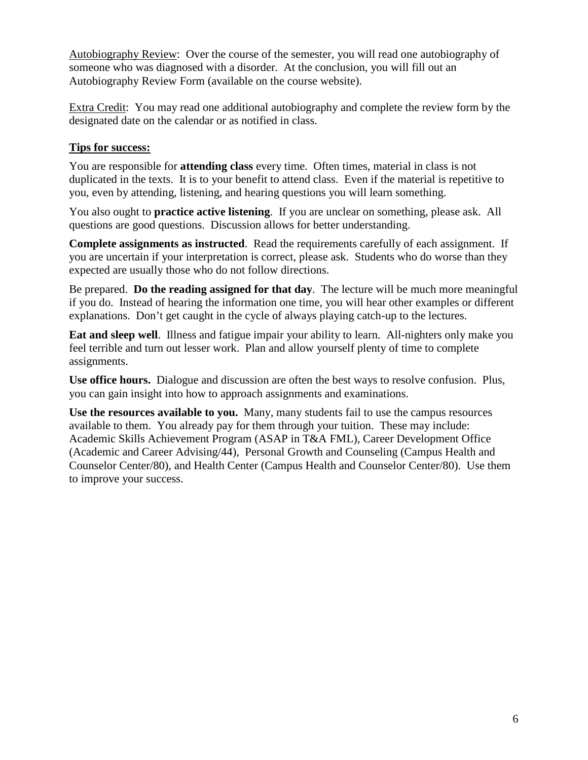Autobiography Review: Over the course of the semester, you will read one autobiography of someone who was diagnosed with a disorder. At the conclusion, you will fill out an Autobiography Review Form (available on the course website).

Extra Credit: You may read one additional autobiography and complete the review form by the designated date on the calendar or as notified in class.

**Tips for success:**

You are responsible for **attending class** every time. Often times, material in class is not duplicated in the texts. It is to your benefit to attend class. Even if the material is repetitive to you, even by attending, listening, and hearing questions you will learn something.

You also ought to **practice active listening**. If you are unclear on something, please ask. All questions are good questions. Discussion allows for better understanding.

**Complete assignments as instructed**. Read the requirements carefully of each assignment. If you are uncertain if your interpretation is correct, please ask. Students who do worse than they expected are usually those who do not follow directions.

Be prepared. **Do the reading assigned for that day**. The lecture will be much more meaningful if you do. Instead of hearing the information one time, you will hear other examples or different explanations. Don't get caught in the cycle of always playing catch-up to the lectures.

**Eat and sleep well**. Illness and fatigue impair your ability to learn. All-nighters only make you feel terrible and turn out lesser work. Plan and allow yourself plenty of time to complete assignments.

**Use office hours.** Dialogue and discussion are often the best ways to resolve confusion. Plus, you can gain insight into how to approach assignments and examinations.

**Use the resources available to you.** Many, many students fail to use the campus resources available to them. You already pay for them through your tuition. These may include: Academic Skills Achievement Program (ASAP in T&A FML), Career Development Office (Academic and Career Advising/44), Personal Growth and Counseling (Campus Health and Counselor Center/80), and Health Center (Campus Health and Counselor Center/80). Use them to improve your success.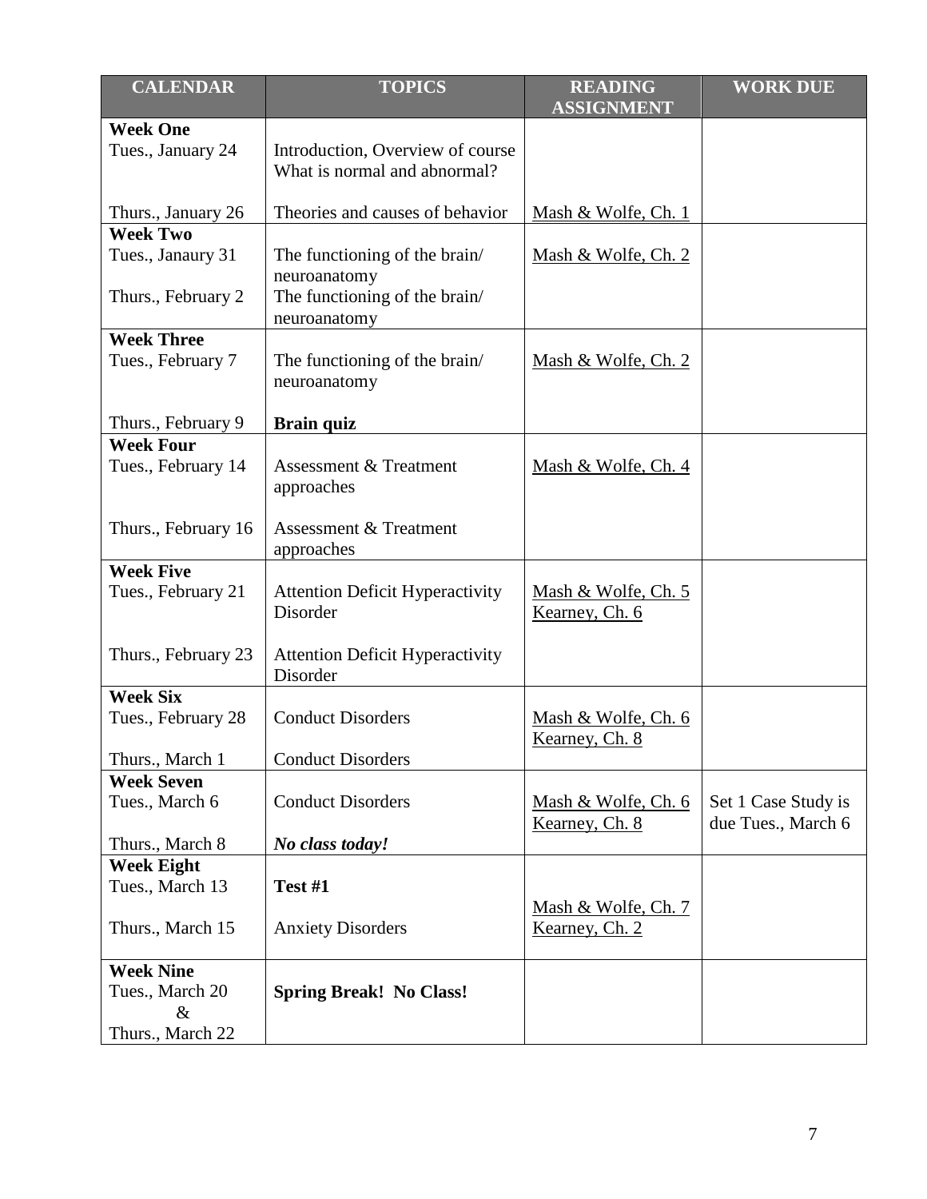| CALENDAR | TOPICS | READING ASSIGNMENT | WORK DUE |
|---|---|---|---|
| **Week One**<br>Tues., January 24<br><br>Thurs., January 26 | Introduction, Overview of course<br>What is normal and abnormal?<br><br>Theories and causes of behavior | <br><br><br>Mash & Wolfe, Ch. 1 | |
| **Week Two**<br>Tues., Janaury 31<br><br>Thurs., February 2 | The functioning of the brain/ neuroanatomy<br>The functioning of the brain/ neuroanatomy | Mash & Wolfe, Ch. 2 | |
| **Week Three**<br>Tues., February 7<br><br>Thurs., February 9 | The functioning of the brain/ neuroanatomy<br><br>**Brain quiz** | Mash & Wolfe, Ch. 2 | |
| **Week Four**<br>Tues., February 14<br><br>Thurs., February 16 | Assessment & Treatment approaches<br><br>Assessment & Treatment approaches | Mash & Wolfe, Ch. 4 | |
| **Week Five**<br>Tues., February 21<br><br>Thurs., February 23 | Attention Deficit Hyperactivity Disorder<br><br>Attention Deficit Hyperactivity Disorder | Mash & Wolfe, Ch. 5<br>Kearney, Ch. 6 | |
| **Week Six**<br>Tues., February 28<br><br>Thurs., March 1 | Conduct Disorders<br><br>Conduct Disorders | Mash & Wolfe, Ch. 6<br>Kearney, Ch. 8 | |
| **Week Seven**<br>Tues., March 6<br><br>Thurs., March 8 | Conduct Disorders<br><br>***No class today!*** | Mash & Wolfe, Ch. 6<br>Kearney, Ch. 8 | Set 1 Case Study is due Tues., March 6 |
| **Week Eight**<br>Tues., March 13<br><br>Thurs., March 15 | **Test #1**<br><br>Anxiety Disorders | <br>Mash & Wolfe, Ch. 7<br>Kearney, Ch. 2 | |
| **Week Nine**<br>Tues., March 20<br>&<br>Thurs., March 22 | **Spring Break! No Class!** | | |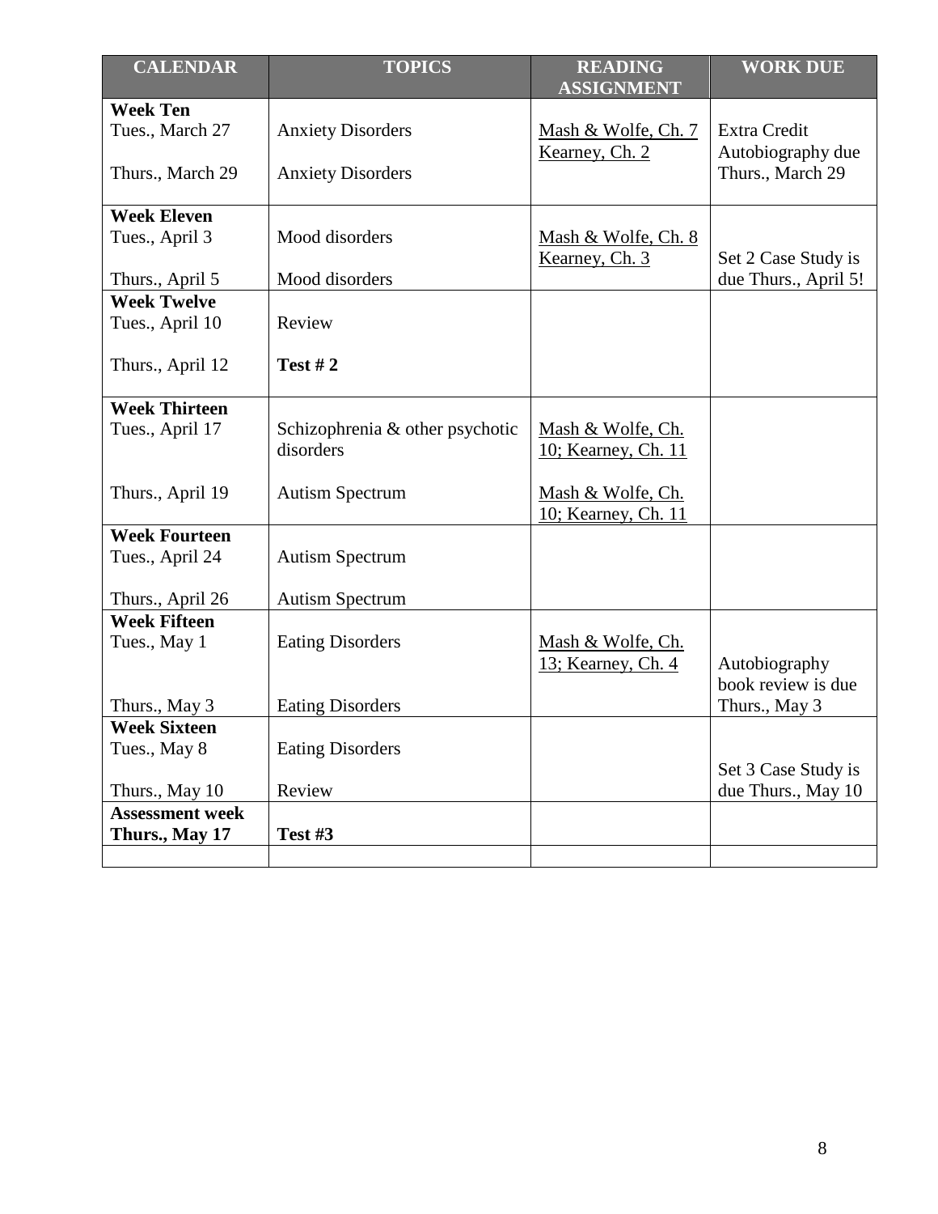| CALENDAR | TOPICS | READING ASSIGNMENT | WORK DUE |
|---|---|---|---|
| **Week Ten** | | | |
| Tues., March 27 | Anxiety Disorders | Mash & Wolfe, Ch. 7 Kearney, Ch. 2 | Extra Credit Autobiography due |
| Thurs., March 29 | Anxiety Disorders | | Thurs., March 29 |
| **Week Eleven** | | | |
| Tues., April 3 | Mood disorders | Mash & Wolfe, Ch. 8 Kearney, Ch. 3 | Set 2 Case Study is |
| Thurs., April 5 | Mood disorders | | due Thurs., April 5! |
| **Week Twelve** | | | |
| Tues., April 10 | Review | | |
| Thurs., April 12 | **Test # 2** | | |
| **Week Thirteen** | | | |
| Tues., April 17 | Schizophrenia & other psychotic disorders | Mash & Wolfe, Ch. 10; Kearney, Ch. 11 | |
| Thurs., April 19 | Autism Spectrum | Mash & Wolfe, Ch. 10; Kearney, Ch. 11 | |
| **Week Fourteen** | | | |
| Tues., April 24 | Autism Spectrum | | |
| Thurs., April 26 | Autism Spectrum | | |
| **Week Fifteen** | | | |
| Tues., May 1 | Eating Disorders | Mash & Wolfe, Ch. 13; Kearney, Ch. 4 | Autobiography book review is due |
| Thurs., May 3 | Eating Disorders | | Thurs., May 3 |
| **Week Sixteen** | | | |
| Tues., May 8 | Eating Disorders | | Set 3 Case Study is |
| Thurs., May 10 | Review | | due Thurs., May 10 |
| **Assessment week** | | | |
| **Thurs., May 17** | **Test #3** | | |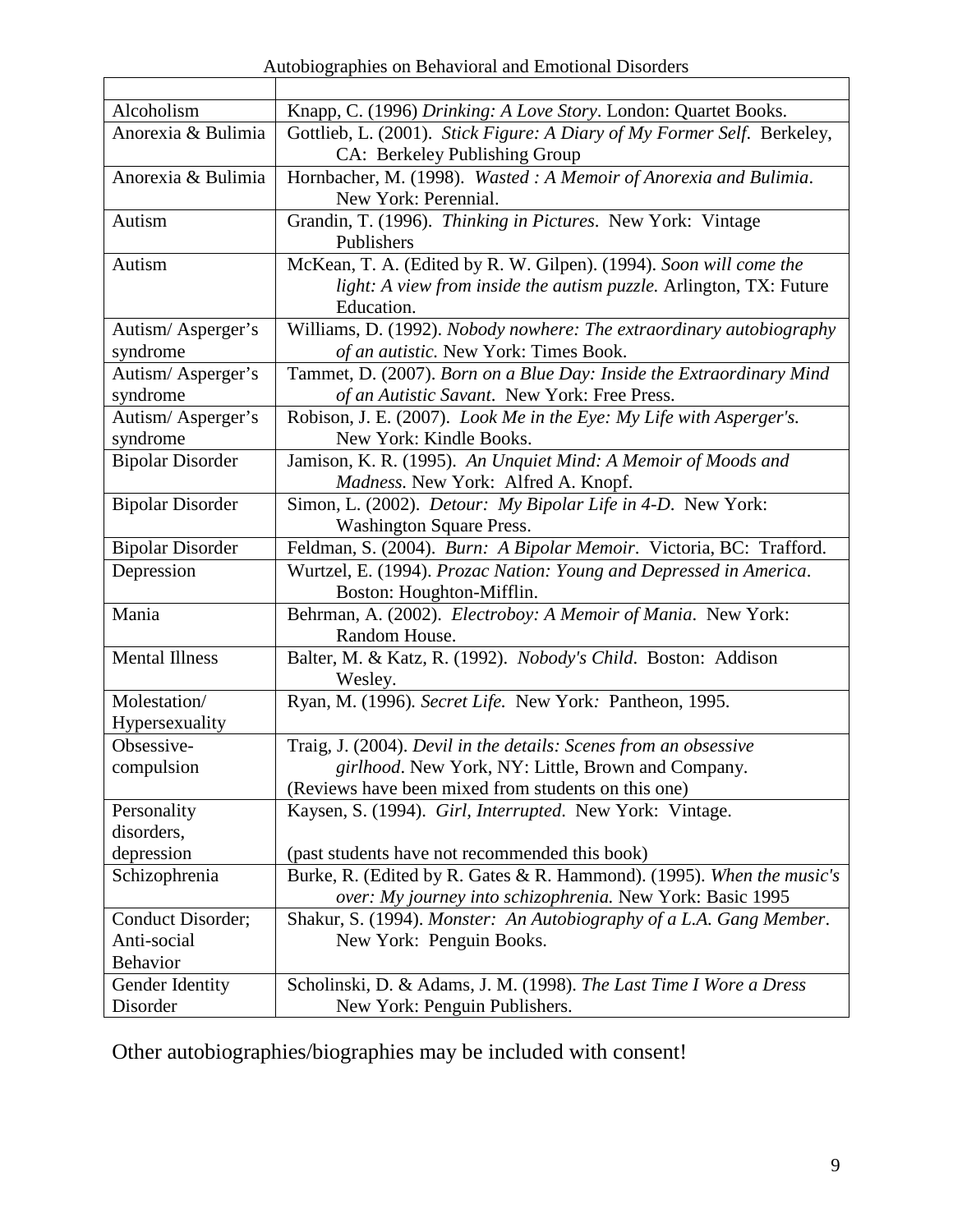Autobiographies on Behavioral and Emotional Disorders

| | |
|---|---|
| Alcoholism | Knapp, C. (1996) *Drinking: A Love Story*. London: Quartet Books. |
| Anorexia & Bulimia | Gottlieb, L. (2001). *Stick Figure: A Diary of My Former Self*. Berkeley, CA: Berkeley Publishing Group |
| Anorexia & Bulimia | Hornbacher, M. (1998). *Wasted : A Memoir of Anorexia and Bulimia*. New York: Perennial. |
| Autism | Grandin, T. (1996). *Thinking in Pictures*. New York: Vintage Publishers |
| Autism | McKean, T. A. (Edited by R. W. Gilpen). (1994). *Soon will come the light: A view from inside the autism puzzle.* Arlington, TX: Future Education. |
| Autism/ Asperger's syndrome | Williams, D. (1992). *Nobody nowhere: The extraordinary autobiography of an autistic.* New York: Times Book. |
| Autism/ Asperger's syndrome | Tammet, D. (2007). *Born on a Blue Day: Inside the Extraordinary Mind of an Autistic Savant*. New York: Free Press. |
| Autism/ Asperger's syndrome | Robison, J. E. (2007). *Look Me in the Eye: My Life with Asperger's.* New York: Kindle Books. |
| Bipolar Disorder | Jamison, K. R. (1995). *An Unquiet Mind: A Memoir of Moods and Madness*. New York: Alfred A. Knopf. |
| Bipolar Disorder | Simon, L. (2002). *Detour: My Bipolar Life in 4-D*. New York: Washington Square Press. |
| Bipolar Disorder | Feldman, S. (2004). *Burn: A Bipolar Memoir*. Victoria, BC: Trafford. |
| Depression | Wurtzel, E. (1994). *Prozac Nation: Young and Depressed in America*. Boston: Houghton-Mifflin. |
| Mania | Behrman, A. (2002). *Electroboy: A Memoir of Mania*. New York: Random House. |
| Mental Illness | Balter, M. & Katz, R. (1992). *Nobody's Child*. Boston: Addison Wesley. |
| Molestation/ Hypersexuality | Ryan, M. (1996). *Secret Life.* New York: Pantheon, 1995. |
| Obsessive-compulsion | Traig, J. (2004). *Devil in the details: Scenes from an obsessive girlhood*. New York, NY: Little, Brown and Company. (Reviews have been mixed from students on this one) |
| Personality disorders, depression | Kaysen, S. (1994). *Girl, Interrupted*. New York: Vintage. (past students have not recommended this book) |
| Schizophrenia | Burke, R. (Edited by R. Gates & R. Hammond). (1995). *When the music's over: My journey into schizophrenia.* New York: Basic 1995 |
| Conduct Disorder; Anti-social Behavior | Shakur, S. (1994). *Monster: An Autobiography of a L.A. Gang Member*. New York: Penguin Books. |
| Gender Identity Disorder | Scholinski, D. & Adams, J. M. (1998). *The Last Time I Wore a Dress* New York: Penguin Publishers. |

Other autobiographies/biographies may be included with consent!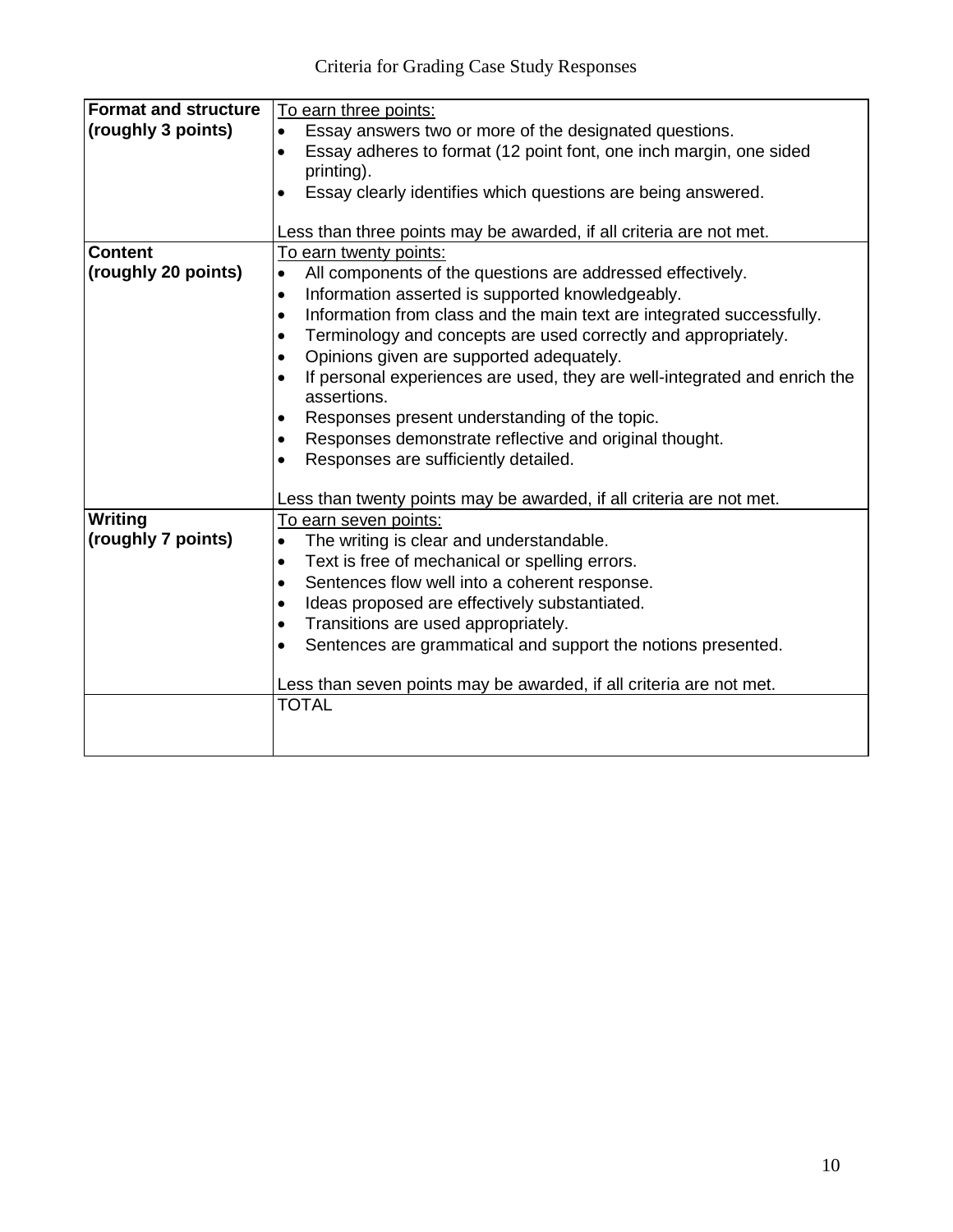# Criteria for Grading Case Study Responses

| | |
|---|---|
| **Format and structure (roughly 3 points)** | To earn three points:<br>• Essay answers two or more of the designated questions.<br>• Essay adheres to format (12 point font, one inch margin, one sided printing).<br>• Essay clearly identifies which questions are being answered.<br><br>Less than three points may be awarded, if all criteria are not met. |
| **Content (roughly 20 points)** | To earn twenty points:<br>• All components of the questions are addressed effectively.<br>• Information asserted is supported knowledgeably.<br>• Information from class and the main text are integrated successfully.<br>• Terminology and concepts are used correctly and appropriately.<br>• Opinions given are supported adequately.<br>• If personal experiences are used, they are well-integrated and enrich the assertions.<br>• Responses present understanding of the topic.<br>• Responses demonstrate reflective and original thought.<br>• Responses are sufficiently detailed.<br><br>Less than twenty points may be awarded, if all criteria are not met. |
| **Writing (roughly 7 points)** | To earn seven points:<br>• The writing is clear and understandable.<br>• Text is free of mechanical or spelling errors.<br>• Sentences flow well into a coherent response.<br>• Ideas proposed are effectively substantiated.<br>• Transitions are used appropriately.<br>• Sentences are grammatical and support the notions presented.<br><br>Less than seven points may be awarded, if all criteria are not met. |
| | TOTAL |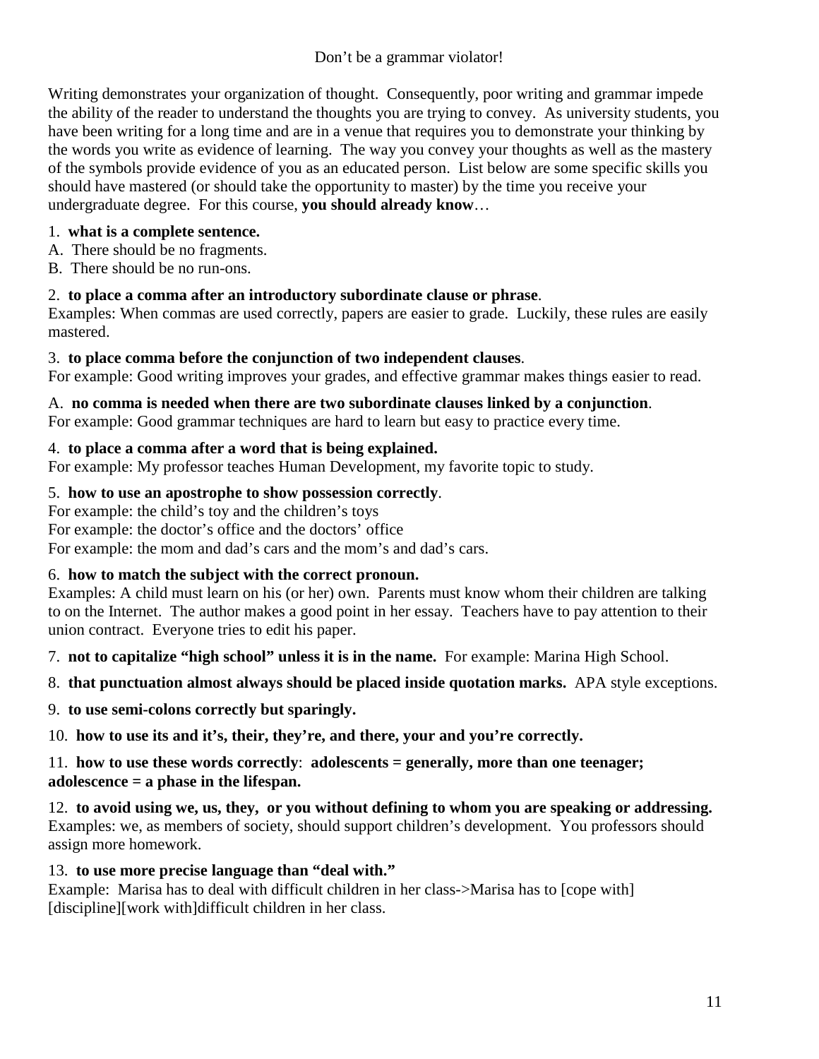# Don't be a grammar violator!

Writing demonstrates your organization of thought. Consequently, poor writing and grammar impede the ability of the reader to understand the thoughts you are trying to convey. As university students, you have been writing for a long time and are in a venue that requires you to demonstrate your thinking by the words you write as evidence of learning. The way you convey your thoughts as well as the mastery of the symbols provide evidence of you as an educated person. List below are some specific skills you should have mastered (or should take the opportunity to master) by the time you receive your undergraduate degree. For this course, **you should already know**…

1. **what is a complete sentence.**
A. There should be no fragments.
B. There should be no run-ons.

2. **to place a comma after an introductory subordinate clause or phrase**.
Examples: When commas are used correctly, papers are easier to grade. Luckily, these rules are easily mastered.

3. **to place comma before the conjunction of two independent clauses**.
For example: Good writing improves your grades, and effective grammar makes things easier to read.

A. **no comma is needed when there are two subordinate clauses linked by a conjunction**.
For example: Good grammar techniques are hard to learn but easy to practice every time.

4. **to place a comma after a word that is being explained.**
For example: My professor teaches Human Development, my favorite topic to study.

5. **how to use an apostrophe to show possession correctly**.
For example: the child's toy and the children's toys
For example: the doctor's office and the doctors' office
For example: the mom and dad's cars and the mom's and dad's cars.

6. **how to match the subject with the correct pronoun.**
Examples: A child must learn on his (or her) own. Parents must know whom their children are talking to on the Internet. The author makes a good point in her essay. Teachers have to pay attention to their union contract. Everyone tries to edit his paper.

7. **not to capitalize "high school" unless it is in the name.** For example: Marina High School.

8. **that punctuation almost always should be placed inside quotation marks.** APA style exceptions.

9. **to use semi-colons correctly but sparingly.**

10. **how to use its and it's, their, they're, and there, your and you're correctly.**

11. **how to use these words correctly**: **adolescents = generally, more than one teenager; adolescence = a phase in the lifespan.**

12. **to avoid using we, us, they, or you without defining to whom you are speaking or addressing.**
Examples: we, as members of society, should support children's development. You professors should assign more homework.

13. **to use more precise language than "deal with."**
Example: Marisa has to deal with difficult children in her class->Marisa has to [cope with] [discipline][work with]difficult children in her class.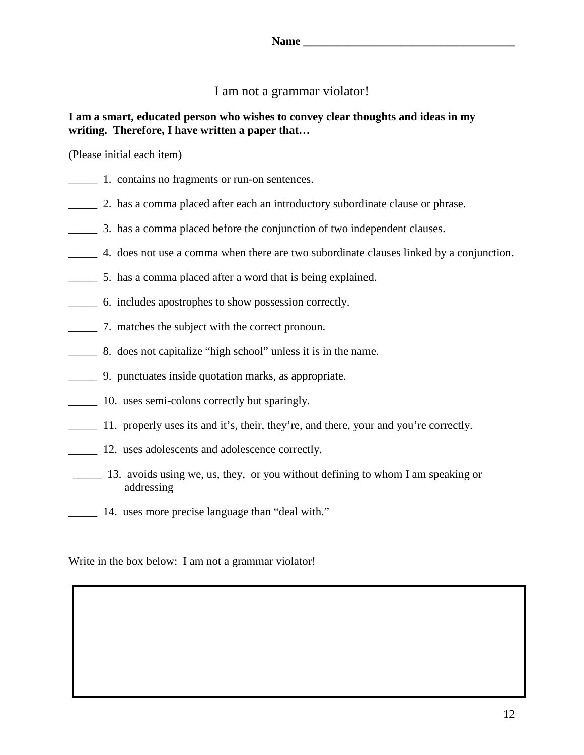**Name \_\_\_\_\_\_\_\_\_\_\_\_\_\_\_\_\_\_\_\_\_\_\_\_\_\_\_\_\_\_\_\_\_\_\_\_\_\_**

# I am not a grammar violator!

**I am a smart, educated person who wishes to convey clear thoughts and ideas in my writing. Therefore, I have written a paper that…**

(Please initial each item)

\_\_\_\_\_ 1. contains no fragments or run-on sentences.

\_\_\_\_\_ 2. has a comma placed after each an introductory subordinate clause or phrase.

\_\_\_\_\_ 3. has a comma placed before the conjunction of two independent clauses.

\_\_\_\_\_ 4. does not use a comma when there are two subordinate clauses linked by a conjunction.

\_\_\_\_\_ 5. has a comma placed after a word that is being explained.

\_\_\_\_\_ 6. includes apostrophes to show possession correctly.

\_\_\_\_\_ 7. matches the subject with the correct pronoun.

\_\_\_\_\_ 8. does not capitalize "high school" unless it is in the name.

\_\_\_\_\_ 9. punctuates inside quotation marks, as appropriate.

\_\_\_\_\_ 10. uses semi-colons correctly but sparingly.

\_\_\_\_\_ 11. properly uses its and it's, their, they're, and there, your and you're correctly.

\_\_\_\_\_ 12. uses adolescents and adolescence correctly.

\_\_\_\_\_ 13. avoids using we, us, they, or you without defining to whom I am speaking or addressing

\_\_\_\_\_ 14. uses more precise language than "deal with."

Write in the box below: I am not a grammar violator!